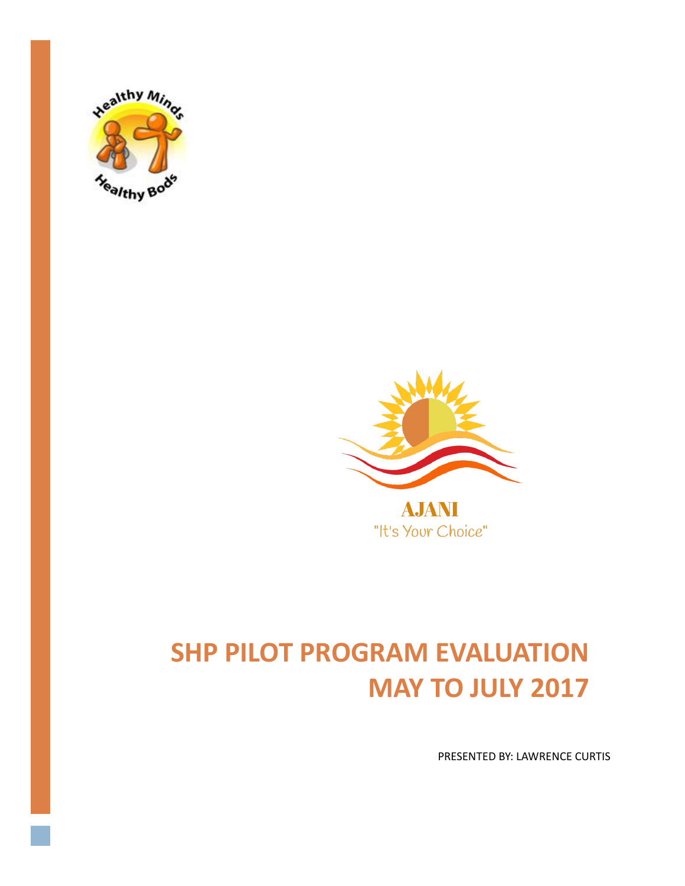Healthy Minds Healthy Bods

AJANI
"It's Your Choice"

# SHP PILOT PROGRAM EVALUATION MAY TO JULY 2017

PRESENTED BY: LAWRENCE CURTIS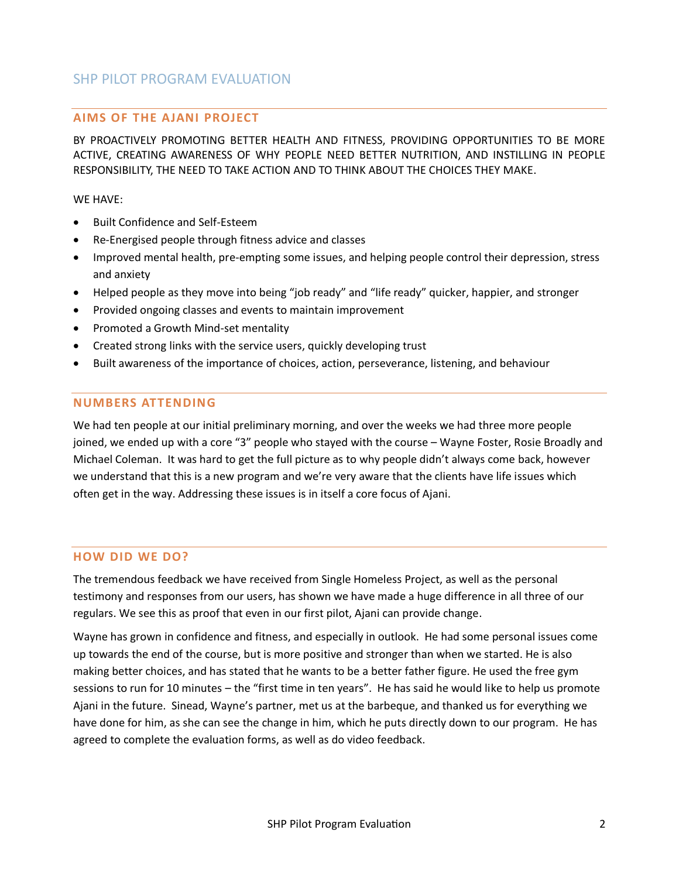# SHP PILOT PROGRAM EVALUATION

## AIMS OF THE AJANI PROJECT

BY PROACTIVELY PROMOTING BETTER HEALTH AND FITNESS, PROVIDING OPPORTUNITIES TO BE MORE ACTIVE, CREATING AWARENESS OF WHY PEOPLE NEED BETTER NUTRITION, AND INSTILLING IN PEOPLE RESPONSIBILITY, THE NEED TO TAKE ACTION AND TO THINK ABOUT THE CHOICES THEY MAKE.

WE HAVE:

- Built Confidence and Self-Esteem
- Re-Energised people through fitness advice and classes
- Improved mental health, pre-empting some issues, and helping people control their depression, stress and anxiety
- Helped people as they move into being "job ready" and "life ready" quicker, happier, and stronger
- Provided ongoing classes and events to maintain improvement
- Promoted a Growth Mind-set mentality
- Created strong links with the service users, quickly developing trust
- Built awareness of the importance of choices, action, perseverance, listening, and behaviour

## NUMBERS ATTENDING

We had ten people at our initial preliminary morning, and over the weeks we had three more people joined, we ended up with a core "3" people who stayed with the course – Wayne Foster, Rosie Broadly and Michael Coleman. It was hard to get the full picture as to why people didn't always come back, however we understand that this is a new program and we're very aware that the clients have life issues which often get in the way. Addressing these issues is in itself a core focus of Ajani.

## HOW DID WE DO?

The tremendous feedback we have received from Single Homeless Project, as well as the personal testimony and responses from our users, has shown we have made a huge difference in all three of our regulars. We see this as proof that even in our first pilot, Ajani can provide change.

Wayne has grown in confidence and fitness, and especially in outlook. He had some personal issues come up towards the end of the course, but is more positive and stronger than when we started. He is also making better choices, and has stated that he wants to be a better father figure. He used the free gym sessions to run for 10 minutes – the "first time in ten years". He has said he would like to help us promote Ajani in the future. Sinead, Wayne's partner, met us at the barbeque, and thanked us for everything we have done for him, as she can see the change in him, which he puts directly down to our program. He has agreed to complete the evaluation forms, as well as do video feedback.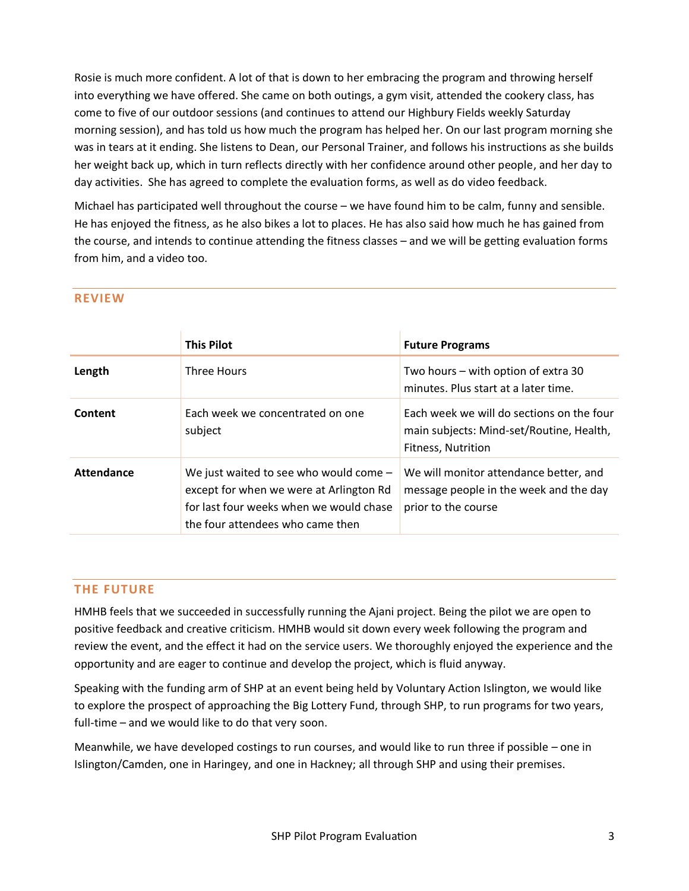Rosie is much more confident. A lot of that is down to her embracing the program and throwing herself into everything we have offered. She came on both outings, a gym visit, attended the cookery class, has come to five of our outdoor sessions (and continues to attend our Highbury Fields weekly Saturday morning session), and has told us how much the program has helped her. On our last program morning she was in tears at it ending. She listens to Dean, our Personal Trainer, and follows his instructions as she builds her weight back up, which in turn reflects directly with her confidence around other people, and her day to day activities. She has agreed to complete the evaluation forms, as well as do video feedback.

Michael has participated well throughout the course – we have found him to be calm, funny and sensible. He has enjoyed the fitness, as he also bikes a lot to places. He has also said how much he has gained from the course, and intends to continue attending the fitness classes – and we will be getting evaluation forms from him, and a video too.

## REVIEW

| | This Pilot | Future Programs |
|---|---|---|
| **Length** | Three Hours | Two hours – with option of extra 30 minutes. Plus start at a later time. |
| **Content** | Each week we concentrated on one subject | Each week we will do sections on the four main subjects: Mind-set/Routine, Health, Fitness, Nutrition |
| **Attendance** | We just waited to see who would come – except for when we were at Arlington Rd for last four weeks when we would chase the four attendees who came then | We will monitor attendance better, and message people in the week and the day prior to the course |

## THE FUTURE

HMHB feels that we succeeded in successfully running the Ajani project. Being the pilot we are open to positive feedback and creative criticism. HMHB would sit down every week following the program and review the event, and the effect it had on the service users. We thoroughly enjoyed the experience and the opportunity and are eager to continue and develop the project, which is fluid anyway.

Speaking with the funding arm of SHP at an event being held by Voluntary Action Islington, we would like to explore the prospect of approaching the Big Lottery Fund, through SHP, to run programs for two years, full-time – and we would like to do that very soon.

Meanwhile, we have developed costings to run courses, and would like to run three if possible – one in Islington/Camden, one in Haringey, and one in Hackney; all through SHP and using their premises.